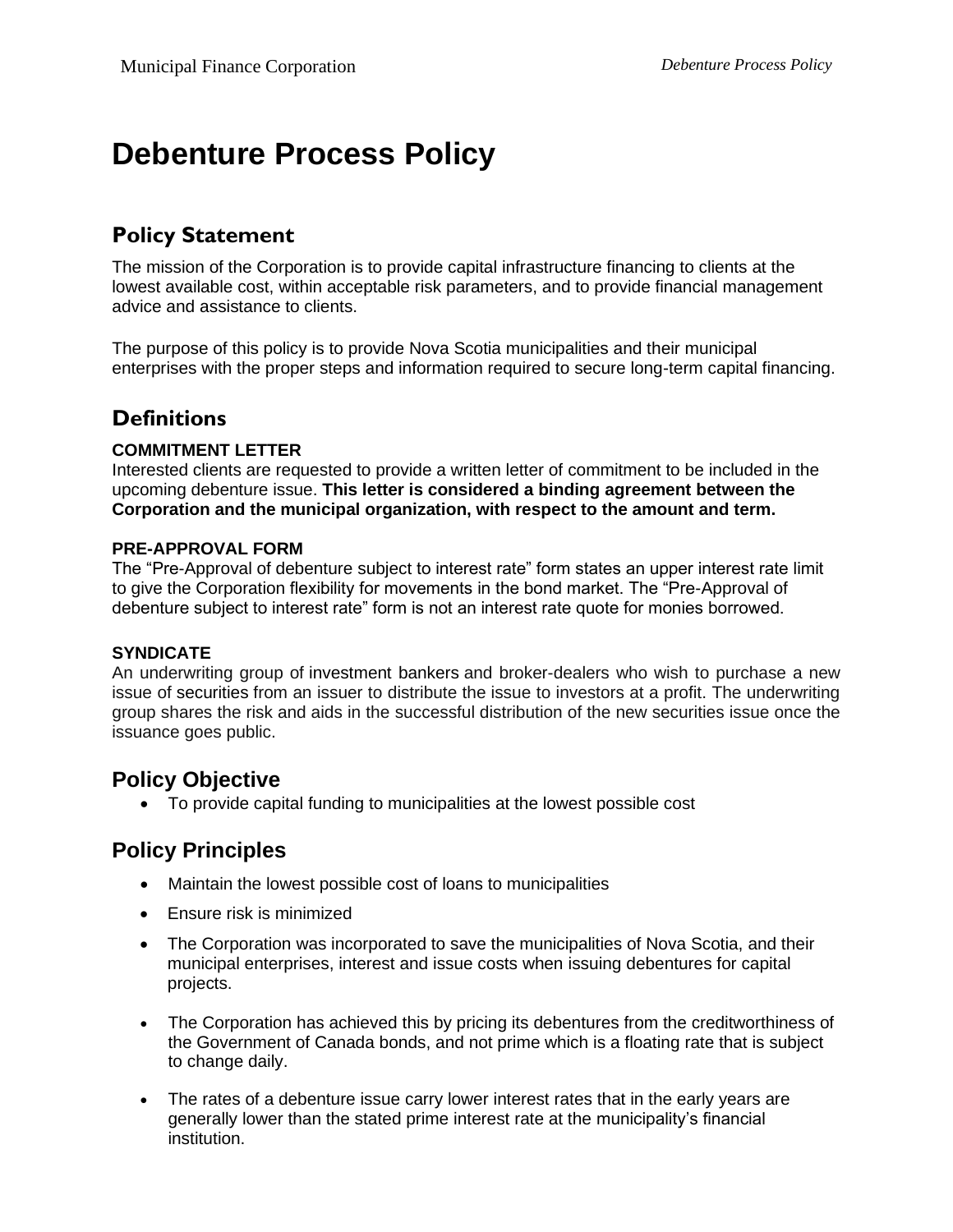# Debenture Process Policy

## Policy Statement

The mission of the Corporation is to provide capital infrastructure financing to clients at the lowest available cost, within acceptable risk parameters, and to provide financial management advice and assistance to clients.

The purpose of this policy is to provide Nova Scotia municipalities and their municipal enterprises with the proper steps and information required to secure long-term capital financing.

## Definitions

**COMMITMENT LETTER**

Interested clients are requested to provide a written letter of commitment to be included in the upcoming debenture issue. **This letter is considered a binding agreement between the Corporation and the municipal organization, with respect to the amount and term.**

**PRE-APPROVAL FORM**

The "Pre-Approval of debenture subject to interest rate" form states an upper interest rate limit to give the Corporation flexibility for movements in the bond market. The "Pre-Approval of debenture subject to interest rate" form is not an interest rate quote for monies borrowed.

**SYNDICATE**

An underwriting group of investment bankers and broker-dealers who wish to purchase a new issue of securities from an issuer to distribute the issue to investors at a profit. The underwriting group shares the risk and aids in the successful distribution of the new securities issue once the issuance goes public.

## Policy Objective

- To provide capital funding to municipalities at the lowest possible cost

## Policy Principles

- Maintain the lowest possible cost of loans to municipalities
- Ensure risk is minimized
- The Corporation was incorporated to save the municipalities of Nova Scotia, and their municipal enterprises, interest and issue costs when issuing debentures for capital projects.
- The Corporation has achieved this by pricing its debentures from the creditworthiness of the Government of Canada bonds, and not prime which is a floating rate that is subject to change daily.
- The rates of a debenture issue carry lower interest rates that in the early years are generally lower than the stated prime interest rate at the municipality's financial institution.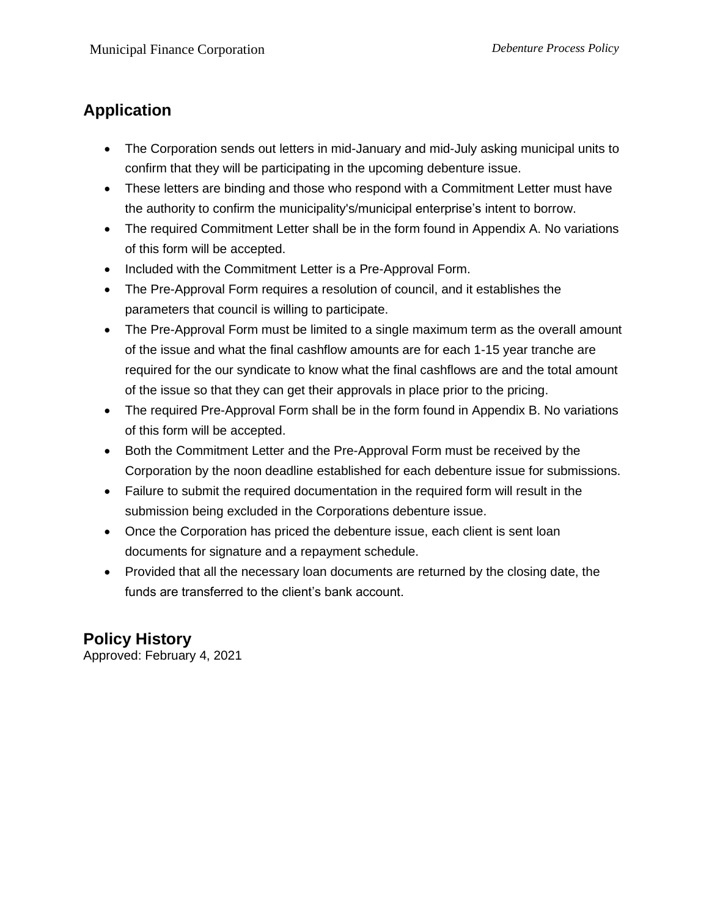## Application

- The Corporation sends out letters in mid-January and mid-July asking municipal units to confirm that they will be participating in the upcoming debenture issue.
- These letters are binding and those who respond with a Commitment Letter must have the authority to confirm the municipality's/municipal enterprise's intent to borrow.
- The required Commitment Letter shall be in the form found in Appendix A. No variations of this form will be accepted.
- Included with the Commitment Letter is a Pre-Approval Form.
- The Pre-Approval Form requires a resolution of council, and it establishes the parameters that council is willing to participate.
- The Pre-Approval Form must be limited to a single maximum term as the overall amount of the issue and what the final cashflow amounts are for each 1-15 year tranche are required for the our syndicate to know what the final cashflows are and the total amount of the issue so that they can get their approvals in place prior to the pricing.
- The required Pre-Approval Form shall be in the form found in Appendix B. No variations of this form will be accepted.
- Both the Commitment Letter and the Pre-Approval Form must be received by the Corporation by the noon deadline established for each debenture issue for submissions.
- Failure to submit the required documentation in the required form will result in the submission being excluded in the Corporations debenture issue.
- Once the Corporation has priced the debenture issue, each client is sent loan documents for signature and a repayment schedule.
- Provided that all the necessary loan documents are returned by the closing date, the funds are transferred to the client's bank account.

## Policy History

Approved: February 4, 2021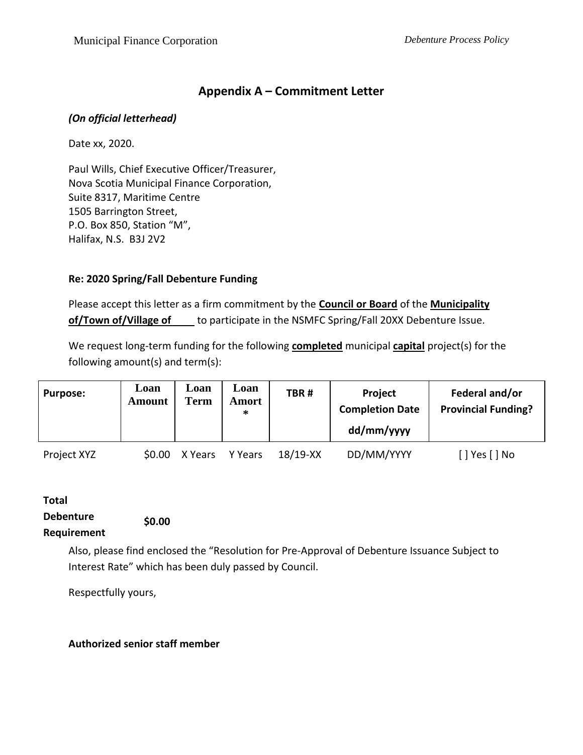## Appendix A – Commitment Letter

***(On official letterhead)***

Date xx, 2020.

Paul Wills, Chief Executive Officer/Treasurer,
Nova Scotia Municipal Finance Corporation,
Suite 8317, Maritime Centre
1505 Barrington Street,
P.O. Box 850, Station "M",
Halifax, N.S. B3J 2V2

**Re: 2020 Spring/Fall Debenture Funding**

Please accept this letter as a firm commitment by the **Council or Board** of the **Municipality of/Town of/Village of \_\_\_\_** to participate in the NSMFC Spring/Fall 20XX Debenture Issue.

We request long-term funding for the following **completed** municipal **capital** project(s) for the following amount(s) and term(s):

| Purpose: | Loan Amount | Loan Term | Loan Amort * | TBR # | Project Completion Date dd/mm/yyyy | Federal and/or Provincial Funding? |
|---|---|---|---|---|---|---|
| Project XYZ | $0.00 | X Years | Y Years | 18/19-XX | DD/MM/YYYY | [ ] Yes [ ] No |

**Total Debenture Requirement** **$0.00**

Also, please find enclosed the "Resolution for Pre-Approval of Debenture Issuance Subject to Interest Rate" which has been duly passed by Council.

Respectfully yours,

**Authorized senior staff member**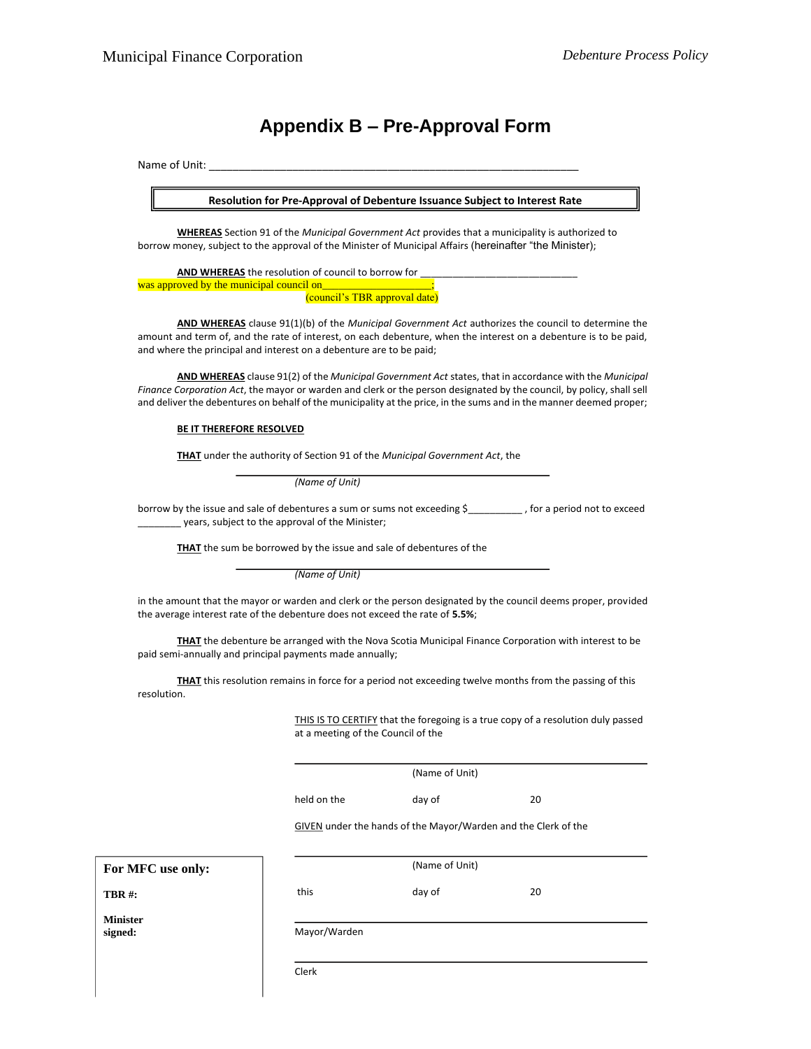# Appendix B – Pre-Approval Form

Name of Unit: ________________________________________________________________

**Resolution for Pre-Approval of Debenture Issuance Subject to Interest Rate**

**WHEREAS** Section 91 of the *Municipal Government Act* provides that a municipality is authorized to borrow money, subject to the approval of the Minister of Municipal Affairs (hereinafter "the Minister);

**AND WHEREAS** the resolution of council to borrow for ____________________________ was approved by the municipal council on____________________;
(council's TBR approval date)

**AND WHEREAS** clause 91(1)(b) of the *Municipal Government Act* authorizes the council to determine the amount and term of, and the rate of interest, on each debenture, when the interest on a debenture is to be paid, and where the principal and interest on a debenture are to be paid;

**AND WHEREAS** clause 91(2) of the *Municipal Government Act* states, that in accordance with the *Municipal Finance Corporation Act*, the mayor or warden and clerk or the person designated by the council, by policy, shall sell and deliver the debentures on behalf of the municipality at the price, in the sums and in the manner deemed proper;

**BE IT THEREFORE RESOLVED**

**THAT** under the authority of Section 91 of the *Municipal Government Act*, the

________________________________________
*(Name of Unit)*

borrow by the issue and sale of debentures a sum or sums not exceeding $__________ , for a period not to exceed ________ years, subject to the approval of the Minister;

**THAT** the sum be borrowed by the issue and sale of debentures of the

________________________________________
*(Name of Unit)*

in the amount that the mayor or warden and clerk or the person designated by the council deems proper, provided the average interest rate of the debenture does not exceed the rate of **5.5%**;

**THAT** the debenture be arranged with the Nova Scotia Municipal Finance Corporation with interest to be paid semi-annually and principal payments made annually;

**THAT** this resolution remains in force for a period not exceeding twelve months from the passing of this resolution.

THIS IS TO CERTIFY that the foregoing is a true copy of a resolution duly passed at a meeting of the Council of the

________________________________________
(Name of Unit)

held on the day of 20

GIVEN under the hands of the Mayor/Warden and the Clerk of the

________________________________________
(Name of Unit)

this day of 20

________________________________________
Mayor/Warden

________________________________________
Clerk

**For MFC use only:**

**TBR #:**

**Minister signed:**